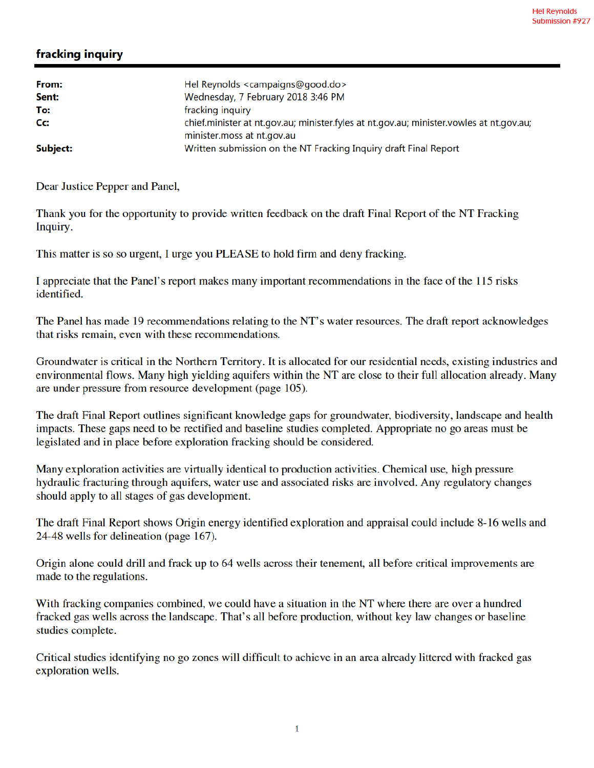Hel Reynolds
Submission #927

# fracking inquiry

| | |
|---|---|
| **From:** | Hel Reynolds <campaigns@good.do> |
| **Sent:** | Wednesday, 7 February 2018 3:46 PM |
| **To:** | fracking inquiry |
| **Cc:** | chief.minister at nt.gov.au; minister.fyles at nt.gov.au; minister.vowles at nt.gov.au; minister.moss at nt.gov.au |
| **Subject:** | Written submission on the NT Fracking Inquiry draft Final Report |

Dear Justice Pepper and Panel,

Thank you for the opportunity to provide written feedback on the draft Final Report of the NT Fracking Inquiry.

This matter is so so urgent, I urge you PLEASE to hold firm and deny fracking.

I appreciate that the Panel's report makes many important recommendations in the face of the 115 risks identified.

The Panel has made 19 recommendations relating to the NT's water resources. The draft report acknowledges that risks remain, even with these recommendations.

Groundwater is critical in the Northern Territory. It is allocated for our residential needs, existing industries and environmental flows. Many high yielding aquifers within the NT are close to their full allocation already. Many are under pressure from resource development (page 105).

The draft Final Report outlines significant knowledge gaps for groundwater, biodiversity, landscape and health impacts. These gaps need to be rectified and baseline studies completed. Appropriate no go areas must be legislated and in place before exploration fracking should be considered.

Many exploration activities are virtually identical to production activities. Chemical use, high pressure hydraulic fracturing through aquifers, water use and associated risks are involved. Any regulatory changes should apply to all stages of gas development.

The draft Final Report shows Origin energy identified exploration and appraisal could include 8-16 wells and 24-48 wells for delineation (page 167).

Origin alone could drill and frack up to 64 wells across their tenement, all before critical improvements are made to the regulations.

With fracking companies combined, we could have a situation in the NT where there are over a hundred fracked gas wells across the landscape. That's all before production, without key law changes or baseline studies complete.

Critical studies identifying no go zones will difficult to achieve in an area already littered with fracked gas exploration wells.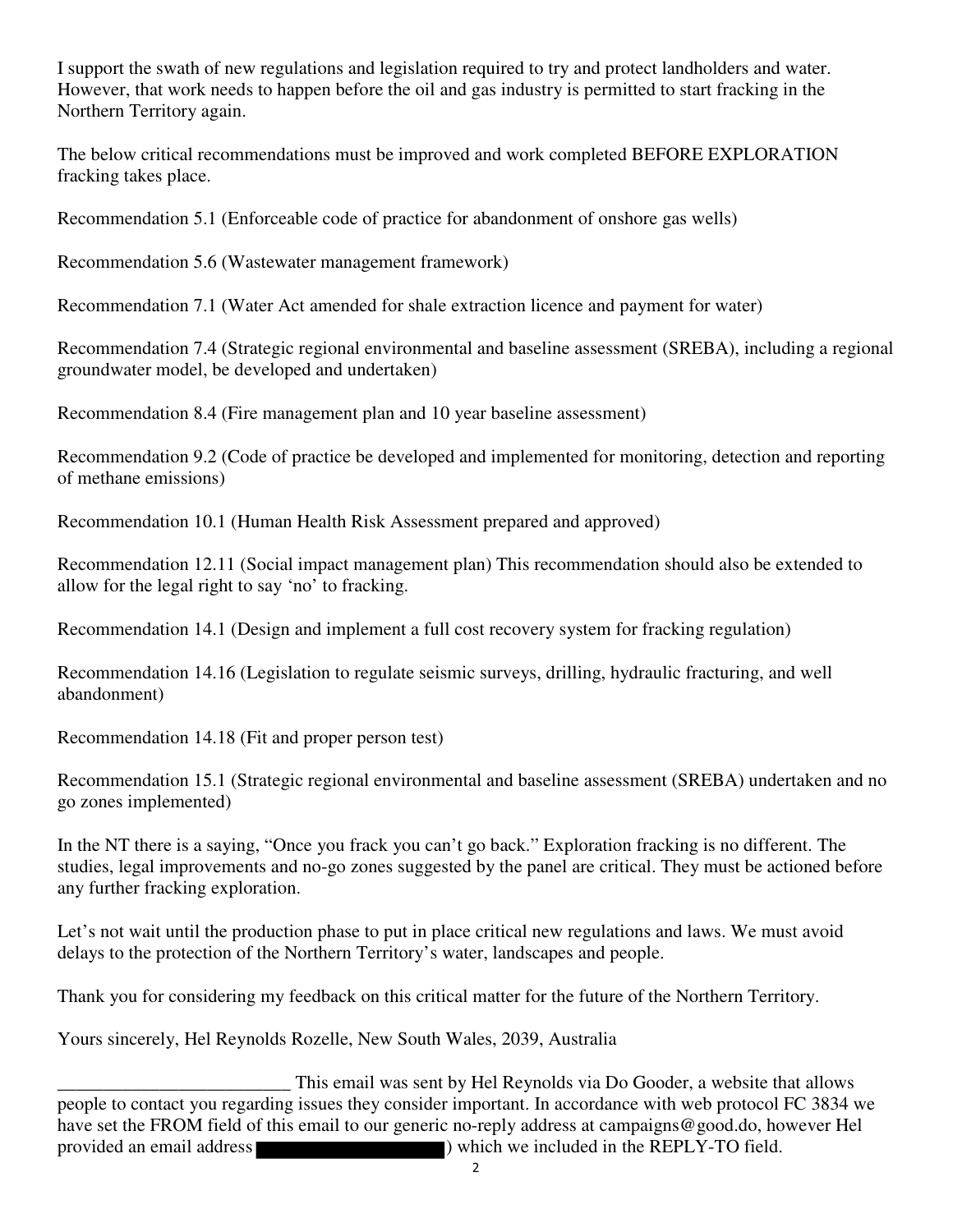I support the swath of new regulations and legislation required to try and protect landholders and water. However, that work needs to happen before the oil and gas industry is permitted to start fracking in the Northern Territory again.

The below critical recommendations must be improved and work completed BEFORE EXPLORATION fracking takes place.

Recommendation 5.1 (Enforceable code of practice for abandonment of onshore gas wells)

Recommendation 5.6 (Wastewater management framework)

Recommendation 7.1 (Water Act amended for shale extraction licence and payment for water)

Recommendation 7.4 (Strategic regional environmental and baseline assessment (SREBA), including a regional groundwater model, be developed and undertaken)

Recommendation 8.4 (Fire management plan and 10 year baseline assessment)

Recommendation 9.2 (Code of practice be developed and implemented for monitoring, detection and reporting of methane emissions)

Recommendation 10.1 (Human Health Risk Assessment prepared and approved)

Recommendation 12.11 (Social impact management plan) This recommendation should also be extended to allow for the legal right to say 'no' to fracking.

Recommendation 14.1 (Design and implement a full cost recovery system for fracking regulation)

Recommendation 14.16 (Legislation to regulate seismic surveys, drilling, hydraulic fracturing, and well abandonment)

Recommendation 14.18 (Fit and proper person test)

Recommendation 15.1 (Strategic regional environmental and baseline assessment (SREBA) undertaken and no go zones implemented)

In the NT there is a saying, "Once you frack you can't go back." Exploration fracking is no different. The studies, legal improvements and no-go zones suggested by the panel are critical. They must be actioned before any further fracking exploration.

Let's not wait until the production phase to put in place critical new regulations and laws. We must avoid delays to the protection of the Northern Territory's water, landscapes and people.

Thank you for considering my feedback on this critical matter for the future of the Northern Territory.

Yours sincerely, Hel Reynolds Rozelle, New South Wales, 2039, Australia

_________________________ This email was sent by Hel Reynolds via Do Gooder, a website that allows people to contact you regarding issues they consider important. In accordance with web protocol FC 3834 we have set the FROM field of this email to our generic no-reply address at campaigns@good.do, however Hel provided an email address [REDACTED]) which we included in the REPLY-TO field.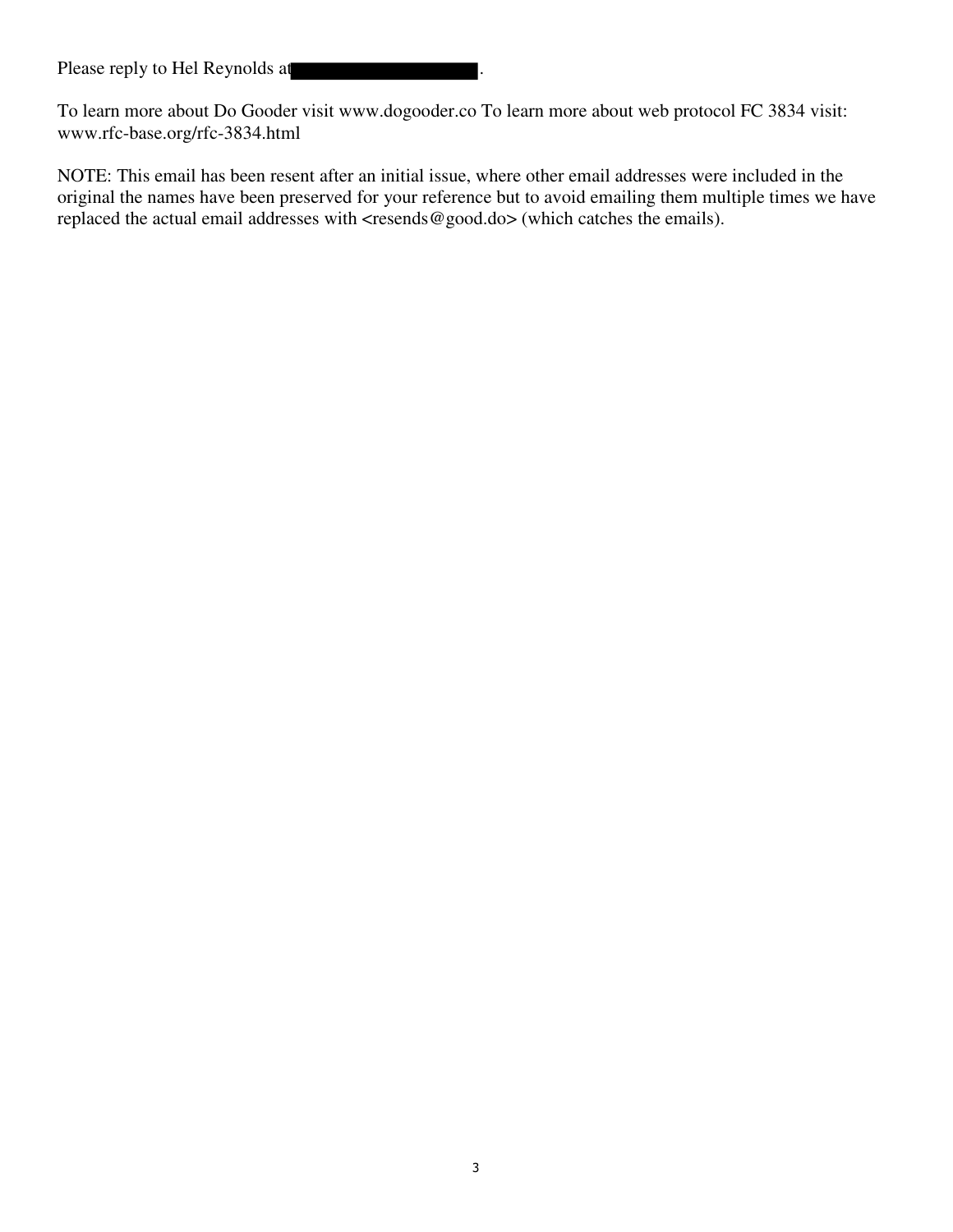Please reply to Hel Reynolds at ████████████.

To learn more about Do Gooder visit www.dogooder.co To learn more about web protocol FC 3834 visit: www.rfc-base.org/rfc-3834.html

NOTE: This email has been resent after an initial issue, where other email addresses were included in the original the names have been preserved for your reference but to avoid emailing them multiple times we have replaced the actual email addresses with <resends@good.do> (which catches the emails).